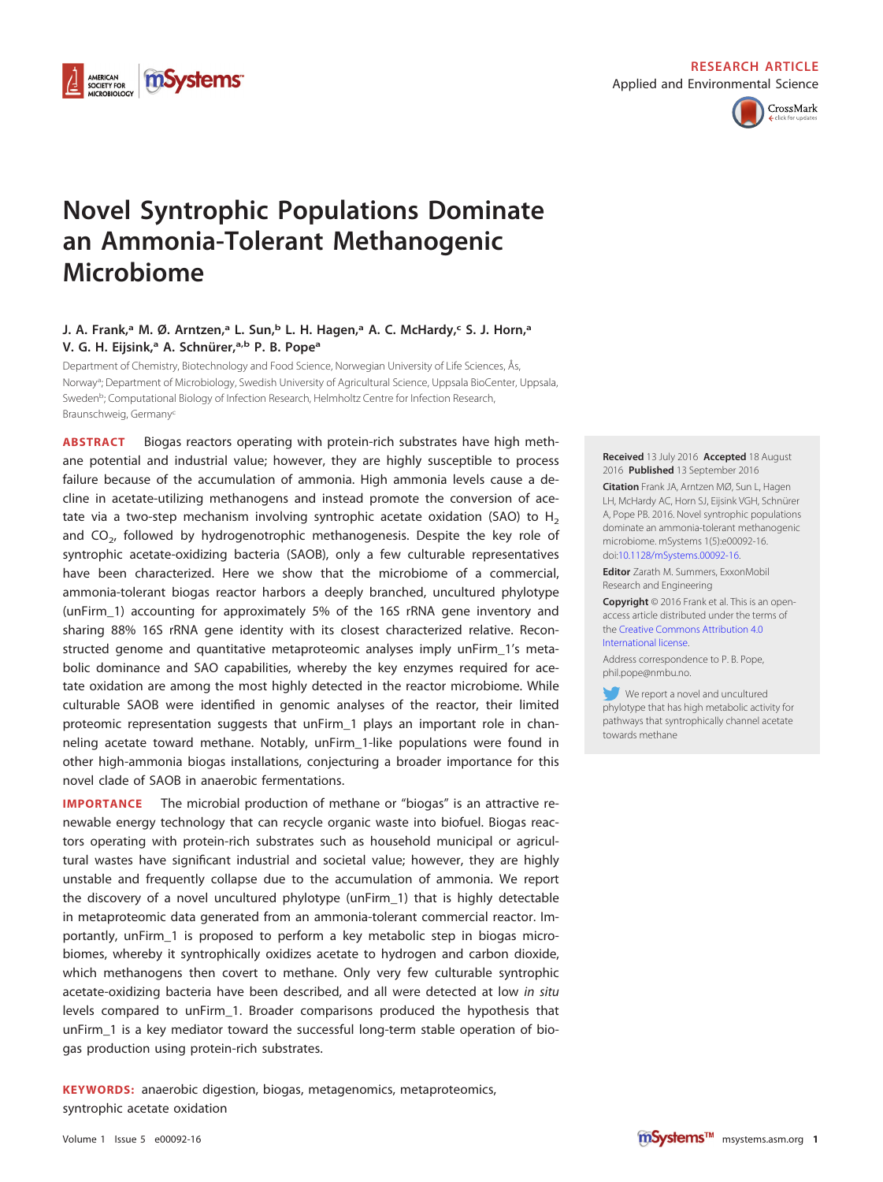RESEARCH ARTICLE
Applied and Environmental Science

# Novel Syntrophic Populations Dominate an Ammonia-Tolerant Methanogenic Microbiome

**J. A. Frank,[a] M. Ø. Arntzen,[a] L. Sun,[b] L. H. Hagen,[a] A. C. McHardy,[c] S. J. Horn,[a] V. G. H. Eijsink,[a] A. Schnürer,[a,b] P. B. Pope[a]**

Department of Chemistry, Biotechnology and Food Science, Norwegian University of Life Sciences, Ås, Norway[a]; Department of Microbiology, Swedish University of Agricultural Science, Uppsala BioCenter, Uppsala, Sweden[b]; Computational Biology of Infection Research, Helmholtz Centre for Infection Research, Braunschweig, Germany[c]

**ABSTRACT** Biogas reactors operating with protein-rich substrates have high methane potential and industrial value; however, they are highly susceptible to process failure because of the accumulation of ammonia. High ammonia levels cause a decline in acetate-utilizing methanogens and instead promote the conversion of acetate via a two-step mechanism involving syntrophic acetate oxidation (SAO) to $H_2$ and $CO_2$, followed by hydrogenotrophic methanogenesis. Despite the key role of syntrophic acetate-oxidizing bacteria (SAOB), only a few culturable representatives have been characterized. Here we show that the microbiome of a commercial, ammonia-tolerant biogas reactor harbors a deeply branched, uncultured phylotype (unFirm_1) accounting for approximately 5% of the 16S rRNA gene inventory and sharing 88% 16S rRNA gene identity with its closest characterized relative. Reconstructed genome and quantitative metaproteomic analyses imply unFirm_1's metabolic dominance and SAO capabilities, whereby the key enzymes required for acetate oxidation are among the most highly detected in the reactor microbiome. While culturable SAOB were identified in genomic analyses of the reactor, their limited proteomic representation suggests that unFirm_1 plays an important role in channeling acetate toward methane. Notably, unFirm_1-like populations were found in other high-ammonia biogas installations, conjecturing a broader importance for this novel clade of SAOB in anaerobic fermentations.

**IMPORTANCE** The microbial production of methane or "biogas" is an attractive renewable energy technology that can recycle organic waste into biofuel. Biogas reactors operating with protein-rich substrates such as household municipal or agricultural wastes have significant industrial and societal value; however, they are highly unstable and frequently collapse due to the accumulation of ammonia. We report the discovery of a novel uncultured phylotype (unFirm_1) that is highly detectable in metaproteomic data generated from an ammonia-tolerant commercial reactor. Importantly, unFirm_1 is proposed to perform a key metabolic step in biogas microbiomes, whereby it syntrophically oxidizes acetate to hydrogen and carbon dioxide, which methanogens then covert to methane. Only very few culturable syntrophic acetate-oxidizing bacteria have been described, and all were detected at low *in situ* levels compared to unFirm_1. Broader comparisons produced the hypothesis that unFirm_1 is a key mediator toward the successful long-term stable operation of biogas production using protein-rich substrates.

**KEYWORDS:** anaerobic digestion, biogas, metagenomics, metaproteomics, syntrophic acetate oxidation

**Received** 13 July 2016 **Accepted** 18 August 2016 **Published** 13 September 2016

**Citation** Frank JA, Arntzen MØ, Sun L, Hagen LH, McHardy AC, Horn SJ, Eijsink VGH, Schnürer A, Pope PB. 2016. Novel syntrophic populations dominate an ammonia-tolerant methanogenic microbiome. mSystems 1(5):e00092-16. doi:10.1128/mSystems.00092-16.

**Editor** Zarath M. Summers, ExxonMobil Research and Engineering

**Copyright** © 2016 Frank et al. This is an open-access article distributed under the terms of the Creative Commons Attribution 4.0 International license.

Address correspondence to P. B. Pope, phil.pope@nmbu.no.

We report a novel and uncultured phylotype that has high metabolic activity for pathways that syntrophically channel acetate towards methane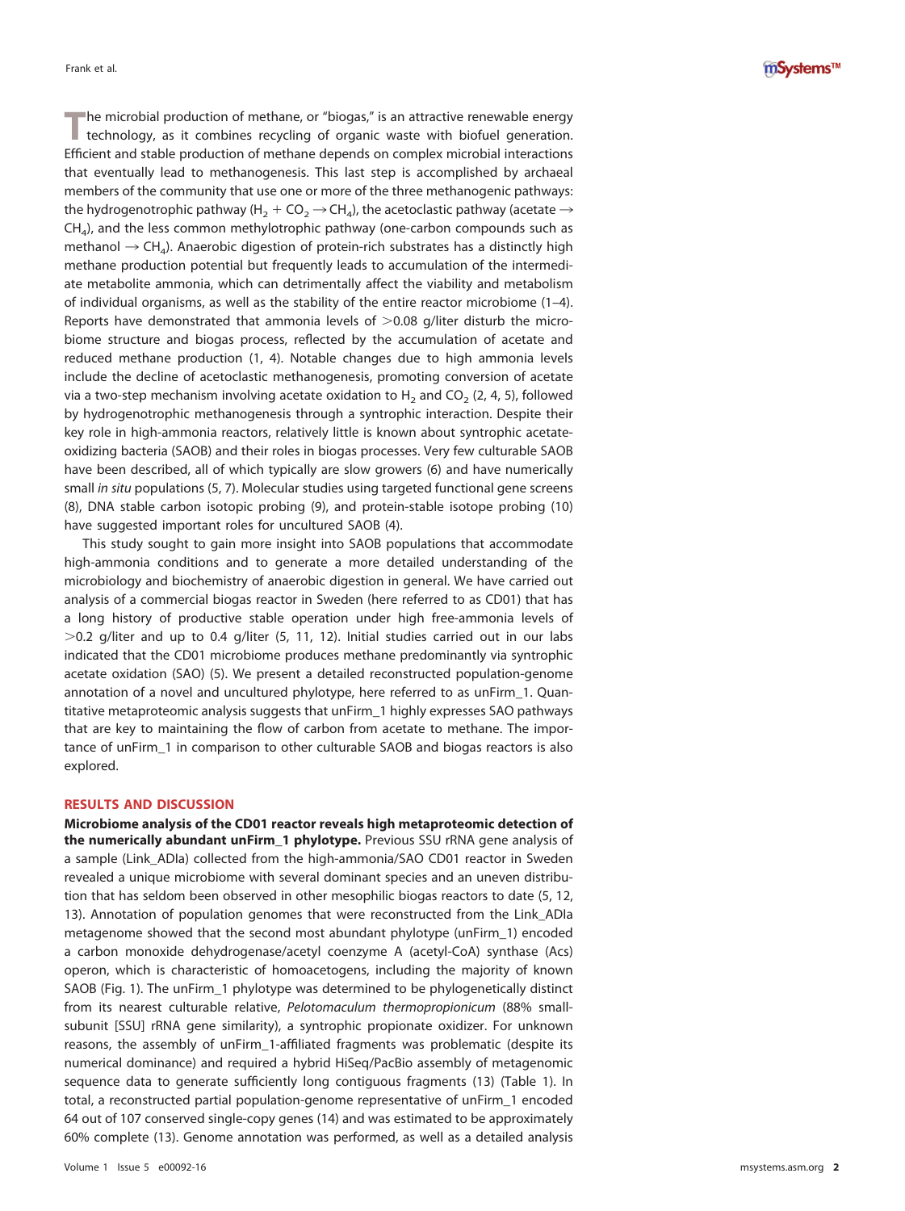The microbial production of methane, or "biogas," is an attractive renewable energy technology, as it combines recycling of organic waste with biofuel generation. Efficient and stable production of methane depends on complex microbial interactions that eventually lead to methanogenesis. This last step is accomplished by archaeal members of the community that use one or more of the three methanogenic pathways: the hydrogenotrophic pathway ($H_2 + CO_2 \rightarrow CH_4$), the acetoclastic pathway (acetate $\rightarrow$ $CH_4$), and the less common methylotrophic pathway (one-carbon compounds such as methanol $\rightarrow$ $CH_4$). Anaerobic digestion of protein-rich substrates has a distinctly high methane production potential but frequently leads to accumulation of the intermediate metabolite ammonia, which can detrimentally affect the viability and metabolism of individual organisms, as well as the stability of the entire reactor microbiome (1–4). Reports have demonstrated that ammonia levels of >0.08 g/liter disturb the microbiome structure and biogas process, reflected by the accumulation of acetate and reduced methane production (1, 4). Notable changes due to high ammonia levels include the decline of acetoclastic methanogenesis, promoting conversion of acetate via a two-step mechanism involving acetate oxidation to $H_2$ and $CO_2$ (2, 4, 5), followed by hydrogenotrophic methanogenesis through a syntrophic interaction. Despite their key role in high-ammonia reactors, relatively little is known about syntrophic acetate-oxidizing bacteria (SAOB) and their roles in biogas processes. Very few culturable SAOB have been described, all of which typically are slow growers (6) and have numerically small *in situ* populations (5, 7). Molecular studies using targeted functional gene screens (8), DNA stable carbon isotopic probing (9), and protein-stable isotope probing (10) have suggested important roles for uncultured SAOB (4).

This study sought to gain more insight into SAOB populations that accommodate high-ammonia conditions and to generate a more detailed understanding of the microbiology and biochemistry of anaerobic digestion in general. We have carried out analysis of a commercial biogas reactor in Sweden (here referred to as CD01) that has a long history of productive stable operation under high free-ammonia levels of >0.2 g/liter and up to 0.4 g/liter (5, 11, 12). Initial studies carried out in our labs indicated that the CD01 microbiome produces methane predominantly via syntrophic acetate oxidation (SAO) (5). We present a detailed reconstructed population-genome annotation of a novel and uncultured phylotype, here referred to as unFirm_1. Quantitative metaproteomic analysis suggests that unFirm_1 highly expresses SAO pathways that are key to maintaining the flow of carbon from acetate to methane. The importance of unFirm_1 in comparison to other culturable SAOB and biogas reactors is also explored.

## RESULTS AND DISCUSSION

**Microbiome analysis of the CD01 reactor reveals high metaproteomic detection of the numerically abundant unFirm_1 phylotype.** Previous SSU rRNA gene analysis of a sample (Link_ADIa) collected from the high-ammonia/SAO CD01 reactor in Sweden revealed a unique microbiome with several dominant species and an uneven distribution that has seldom been observed in other mesophilic biogas reactors to date (5, 12, 13). Annotation of population genomes that were reconstructed from the Link_ADIa metagenome showed that the second most abundant phylotype (unFirm_1) encoded a carbon monoxide dehydrogenase/acetyl coenzyme A (acetyl-CoA) synthase (Acs) operon, which is characteristic of homoacetogens, including the majority of known SAOB (Fig. 1). The unFirm_1 phylotype was determined to be phylogenetically distinct from its nearest culturable relative, *Pelotomaculum thermopropionicum* (88% small-subunit [SSU] rRNA gene similarity), a syntrophic propionate oxidizer. For unknown reasons, the assembly of unFirm_1-affiliated fragments was problematic (despite its numerical dominance) and required a hybrid HiSeq/PacBio assembly of metagenomic sequence data to generate sufficiently long contiguous fragments (13) (Table 1). In total, a reconstructed partial population-genome representative of unFirm_1 encoded 64 out of 107 conserved single-copy genes (14) and was estimated to be approximately 60% complete (13). Genome annotation was performed, as well as a detailed analysis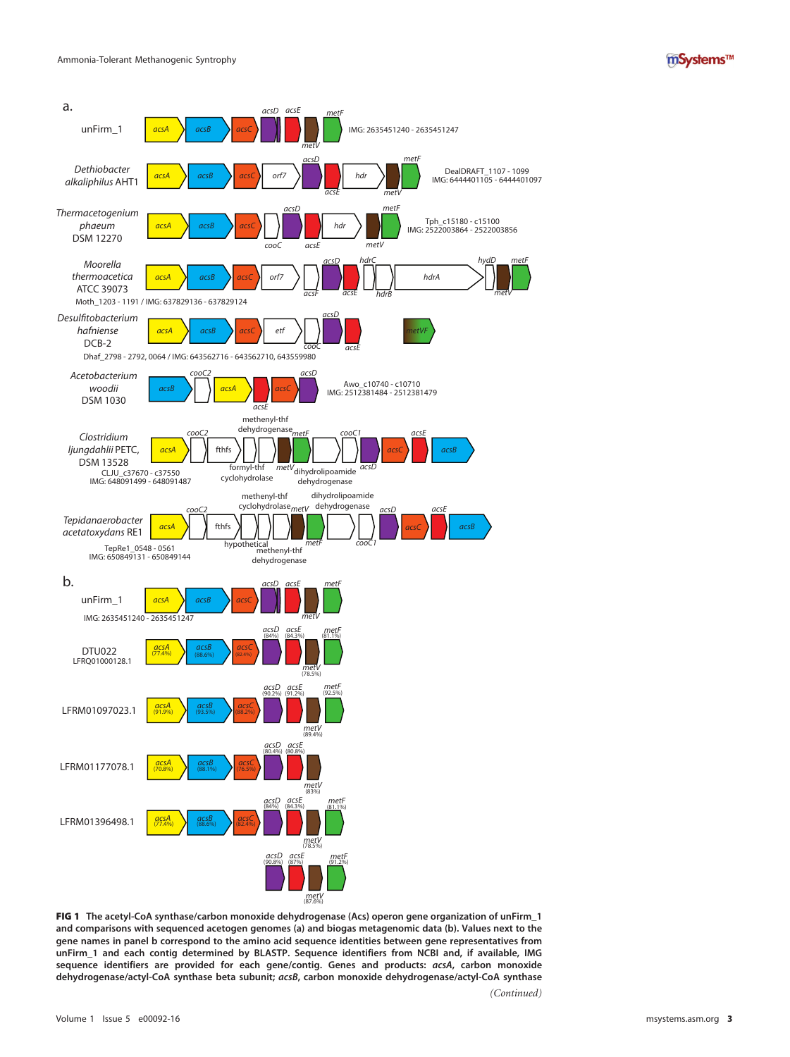**FIG 1** The acetyl-CoA synthase/carbon monoxide dehydrogenase (Acs) operon gene organization of unFirm_1 and comparisons with sequenced acetogen genomes (a) and biogas metagenomic data (b). Values next to the gene names in panel b correspond to the amino acid sequence identities between gene representatives from unFirm_1 and each contig determined by BLASTP. Sequence identifiers from NCBI and, if available, IMG sequence identifiers are provided for each gene/contig. Genes and products: *acsA*, carbon monoxide dehydrogenase/actyl-CoA synthase beta subunit; *acsB*, carbon monoxide dehydrogenase/actyl-CoA synthase

(Continued)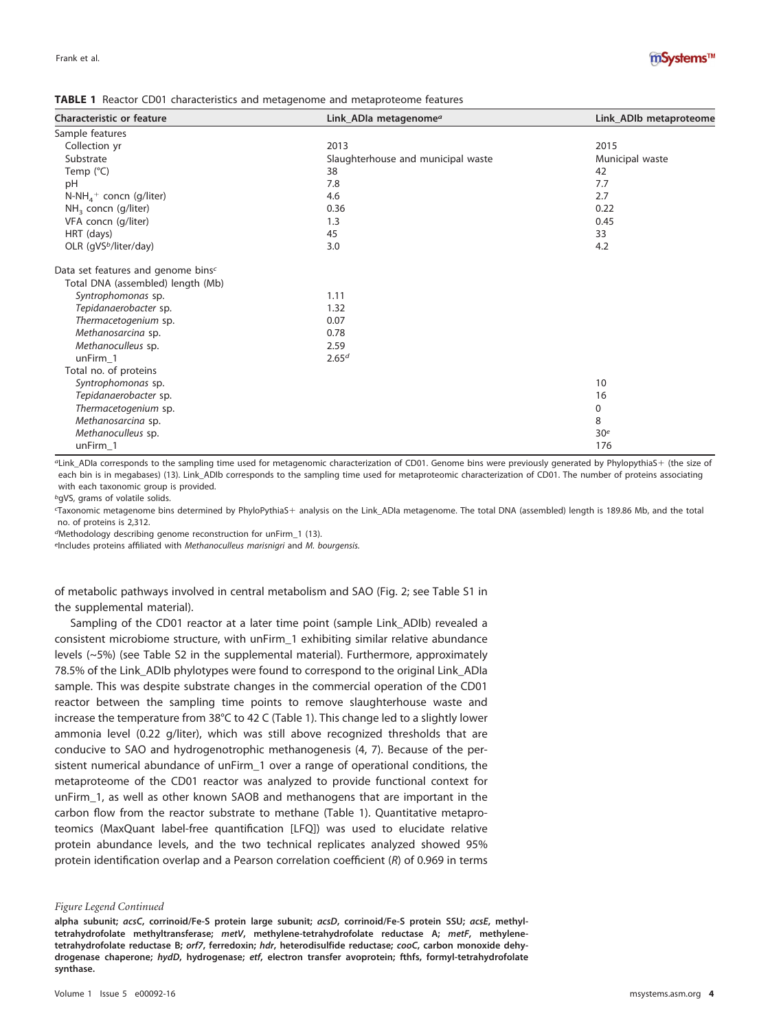**TABLE 1** Reactor CD01 characteristics and metagenome and metaproteome features

| Characteristic or feature | Link_ADIa metagenome[a] | Link_ADIb metaproteome |
|---|---|---|
| Sample features | | |
| Collection yr | 2013 | 2015 |
| Substrate | Slaughterhouse and municipal waste | Municipal waste |
| Temp (°C) | 38 | 42 |
| pH | 7.8 | 7.7 |
| $N\text{-}NH_4^+$ concn (g/liter) | 4.6 | 2.7 |
| $NH_3$ concn (g/liter) | 0.36 | 0.22 |
| VFA concn (g/liter) | 1.3 | 0.45 |
| HRT (days) | 45 | 33 |
| OLR (gVS[b]/liter/day) | 3.0 | 4.2 |
| Data set features and genome bins[c] | | |
| Total DNA (assembled) length (Mb) | | |
| *Syntrophomonas* sp. | 1.11 | |
| *Tepidanaerobacter* sp. | 1.32 | |
| *Thermacetogenium* sp. | 0.07 | |
| *Methanosarcina* sp. | 0.78 | |
| *Methanoculleus* sp. | 2.59 | |
| unFirm_1 | 2.65[d] | |
| Total no. of proteins | | |
| *Syntrophomonas* sp. | | 10 |
| *Tepidanaerobacter* sp. | | 16 |
| *Thermacetogenium* sp. | | 0 |
| *Methanosarcina* sp. | | 8 |
| *Methanoculleus* sp. | | 30[e] |
| unFirm_1 | | 176 |

[a]Link_ADIa corresponds to the sampling time used for metagenomic characterization of CD01. Genome bins were previously generated by PhylopythiaS+ (the size of each bin is in megabases) (13). Link_ADIb corresponds to the sampling time used for metaproteomic characterization of CD01. The number of proteins associating with each taxonomic group is provided.

[b]gVS, grams of volatile solids.

[c]Taxonomic metagenome bins determined by PhyloPythiaS+ analysis on the Link_ADIa metagenome. The total DNA (assembled) length is 189.86 Mb, and the total no. of proteins is 2,312.

[d]Methodology describing genome reconstruction for unFirm_1 (13).

[e]Includes proteins affiliated with *Methanoculleus marisnigri* and *M. bourgensis.*

of metabolic pathways involved in central metabolism and SAO (Fig. 2; see Table S1 in the supplemental material).

Sampling of the CD01 reactor at a later time point (sample Link_ADIb) revealed a consistent microbiome structure, with unFirm_1 exhibiting similar relative abundance levels (~5%) (see Table S2 in the supplemental material). Furthermore, approximately 78.5% of the Link_ADIb phylotypes were found to correspond to the original Link_ADIa sample. This was despite substrate changes in the commercial operation of the CD01 reactor between the sampling time points to remove slaughterhouse waste and increase the temperature from 38°C to 42 C (Table 1). This change led to a slightly lower ammonia level (0.22 g/liter), which was still above recognized thresholds that are conducive to SAO and hydrogenotrophic methanogenesis (4, 7). Because of the persistent numerical abundance of unFirm_1 over a range of operational conditions, the metaproteome of the CD01 reactor was analyzed to provide functional context for unFirm_1, as well as other known SAOB and methanogens that are important in the carbon flow from the reactor substrate to methane (Table 1). Quantitative metaproteomics (MaxQuant label-free quantification [LFQ]) was used to elucidate relative protein abundance levels, and the two technical replicates analyzed showed 95% protein identification overlap and a Pearson correlation coefficient ($R$) of 0.969 in terms

*Figure Legend Continued*

**alpha subunit; *acsC*, corrinoid/Fe-S protein large subunit; *acsD*, corrinoid/Fe-S protein SSU; *acsE*, methyl-tetrahydrofolate methyltransferase; *metV*, methylene-tetrahydrofolate reductase A; *metF*, methylene-tetrahydrofolate reductase B; *orf7*, ferredoxin; *hdr*, heterodisulfide reductase; *cooC*, carbon monoxide dehydrogenase chaperone; *hydD*, hydrogenase; *etf*, electron transfer avoprotein; fthfs, formyl-tetrahydrofolate synthase.**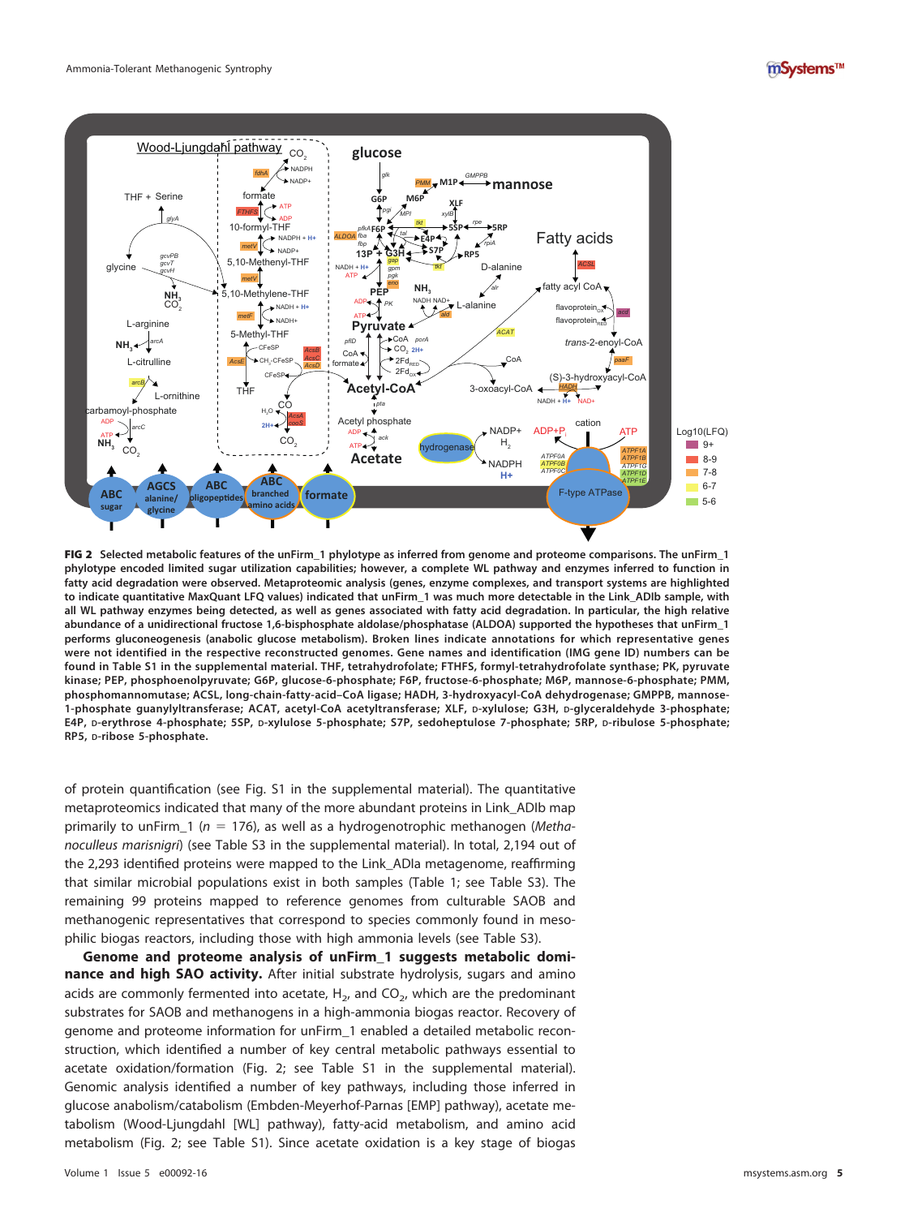**FIG 2** **Selected metabolic features of the unFirm_1 phylotype as inferred from genome and proteome comparisons. The unFirm_1 phylotype encoded limited sugar utilization capabilities; however, a complete WL pathway and enzymes inferred to function in fatty acid degradation were observed. Metaproteomic analysis (genes, enzyme complexes, and transport systems are highlighted to indicate quantitative MaxQuant LFQ values) indicated that unFirm_1 was much more detectable in the Link_ADIb sample, with all WL pathway enzymes being detected, as well as genes associated with fatty acid degradation. In particular, the high relative abundance of a unidirectional fructose 1,6-bisphosphate aldolase/phosphatase (ALDOA) supported the hypotheses that unFirm_1 performs gluconeogenesis (anabolic glucose metabolism). Broken lines indicate annotations for which representative genes were not identified in the respective reconstructed genomes. Gene names and identification (IMG gene ID) numbers can be found in Table S1 in the supplemental material. THF, tetrahydrofolate; FTHFS, formyl-tetrahydrofolate synthase; PK, pyruvate kinase; PEP, phosphoenolpyruvate; G6P, glucose-6-phosphate; F6P, fructose-6-phosphate; M6P, mannose-6-phosphate; PMM, phosphomannomutase; ACSL, long-chain-fatty-acid–CoA ligase; HADH, 3-hydroxyacyl-CoA dehydrogenase; GMPPB, mannose-1-phosphate guanylyltransferase; ACAT, acetyl-CoA acetyltransferase; XLF, D-xylulose; G3H, D-glyceraldehyde 3-phosphate; E4P, D-erythrose 4-phosphate; 5SP, D-xylulose 5-phosphate; S7P, sedoheptulose 7-phosphate; 5RP, D-ribulose 5-phosphate; RP5, D-ribose 5-phosphate.**

of protein quantification (see Fig. S1 in the supplemental material). The quantitative metaproteomics indicated that many of the more abundant proteins in Link_ADIb map primarily to unFirm_1 ($n = 176$), as well as a hydrogenotrophic methanogen (*Methanoculleus marisnigri*) (see Table S3 in the supplemental material). In total, 2,194 out of the 2,293 identified proteins were mapped to the Link_ADIa metagenome, reaffirming that similar microbial populations exist in both samples (Table 1; see Table S3). The remaining 99 proteins mapped to reference genomes from culturable SAOB and methanogenic representatives that correspond to species commonly found in mesophilic biogas reactors, including those with high ammonia levels (see Table S3).

**Genome and proteome analysis of unFirm_1 suggests metabolic dominance and high SAO activity.** After initial substrate hydrolysis, sugars and amino acids are commonly fermented into acetate, $H_2$, and $CO_2$, which are the predominant substrates for SAOB and methanogens in a high-ammonia biogas reactor. Recovery of genome and proteome information for unFirm_1 enabled a detailed metabolic reconstruction, which identified a number of key central metabolic pathways essential to acetate oxidation/formation (Fig. 2; see Table S1 in the supplemental material). Genomic analysis identified a number of key pathways, including those inferred in glucose anabolism/catabolism (Embden-Meyerhof-Parnas [EMP] pathway), acetate metabolism (Wood-Ljungdahl [WL] pathway), fatty-acid metabolism, and amino acid metabolism (Fig. 2; see Table S1). Since acetate oxidation is a key stage of biogas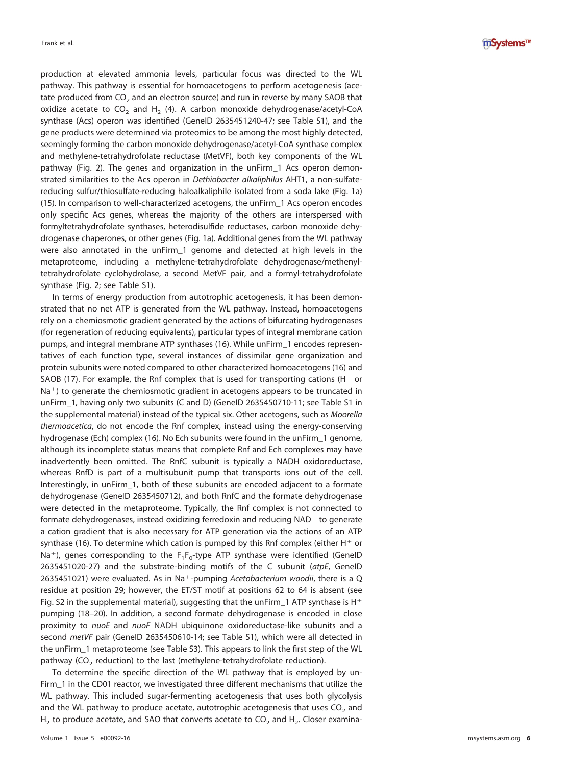production at elevated ammonia levels, particular focus was directed to the WL pathway. This pathway is essential for homoacetogens to perform acetogenesis (acetate produced from $CO_2$ and an electron source) and run in reverse by many SAOB that oxidize acetate to $CO_2$ and $H_2$ (4). A carbon monoxide dehydrogenase/acetyl-CoA synthase (Acs) operon was identified (GeneID 2635451240-47; see Table S1), and the gene products were determined via proteomics to be among the most highly detected, seemingly forming the carbon monoxide dehydrogenase/acetyl-CoA synthase complex and methylene-tetrahydrofolate reductase (MetVF), both key components of the WL pathway (Fig. 2). The genes and organization in the unFirm_1 Acs operon demonstrated similarities to the Acs operon in *Dethiobacter alkaliphilus* AHT1, a non-sulfate-reducing sulfur/thiosulfate-reducing haloalkaliphile isolated from a soda lake (Fig. 1a) (15). In comparison to well-characterized acetogens, the unFirm_1 Acs operon encodes only specific Acs genes, whereas the majority of the others are interspersed with formyltetrahydrofolate synthases, heterodisulfide reductases, carbon monoxide dehydrogenase chaperones, or other genes (Fig. 1a). Additional genes from the WL pathway were also annotated in the unFirm_1 genome and detected at high levels in the metaproteome, including a methylene-tetrahydrofolate dehydrogenase/methenyl-tetrahydrofolate cyclohydrolase, a second MetVF pair, and a formyl-tetrahydrofolate synthase (Fig. 2; see Table S1).

In terms of energy production from autotrophic acetogenesis, it has been demonstrated that no net ATP is generated from the WL pathway. Instead, homoacetogens rely on a chemiosmotic gradient generated by the actions of bifurcating hydrogenases (for regeneration of reducing equivalents), particular types of integral membrane cation pumps, and integral membrane ATP synthases (16). While unFirm_1 encodes representatives of each function type, several instances of dissimilar gene organization and protein subunits were noted compared to other characterized homoacetogens (16) and SAOB (17). For example, the Rnf complex that is used for transporting cations ($H^+$ or $Na^+$) to generate the chemiosmotic gradient in acetogens appears to be truncated in unFirm_1, having only two subunits (C and D) (GeneID 2635450710-11; see Table S1 in the supplemental material) instead of the typical six. Other acetogens, such as *Moorella thermoacetica*, do not encode the Rnf complex, instead using the energy-conserving hydrogenase (Ech) complex (16). No Ech subunits were found in the unFirm_1 genome, although its incomplete status means that complete Rnf and Ech complexes may have inadvertently been omitted. The RnfC subunit is typically a NADH oxidoreductase, whereas RnfD is part of a multisubunit pump that transports ions out of the cell. Interestingly, in unFirm_1, both of these subunits are encoded adjacent to a formate dehydrogenase (GeneID 2635450712), and both RnfC and the formate dehydrogenase were detected in the metaproteome. Typically, the Rnf complex is not connected to formate dehydrogenases, instead oxidizing ferredoxin and reducing $NAD^+$ to generate a cation gradient that is also necessary for ATP generation via the actions of an ATP synthase (16). To determine which cation is pumped by this Rnf complex (either $H^+$ or $Na^+$), genes corresponding to the $F_1F_0$-type ATP synthase were identified (GeneID 2635451020-27) and the substrate-binding motifs of the C subunit (*atpE*, GeneID 2635451021) were evaluated. As in $Na^+$-pumping *Acetobacterium woodii*, there is a Q residue at position 29; however, the ET/ST motif at positions 62 to 64 is absent (see Fig. S2 in the supplemental material), suggesting that the unFirm_1 ATP synthase is $H^+$ pumping (18–20). In addition, a second formate dehydrogenase is encoded in close proximity to *nuoE* and *nuoF* NADH ubiquinone oxidoreductase-like subunits and a second *metVF* pair (GeneID 2635450610-14; see Table S1), which were all detected in the unFirm_1 metaproteome (see Table S3). This appears to link the first step of the WL pathway ($CO_2$ reduction) to the last (methylene-tetrahydrofolate reduction).

To determine the specific direction of the WL pathway that is employed by unFirm_1 in the CD01 reactor, we investigated three different mechanisms that utilize the WL pathway. This included sugar-fermenting acetogenesis that uses both glycolysis and the WL pathway to produce acetate, autotrophic acetogenesis that uses $CO_2$ and $H_2$ to produce acetate, and SAO that converts acetate to $CO_2$ and $H_2$. Closer examina-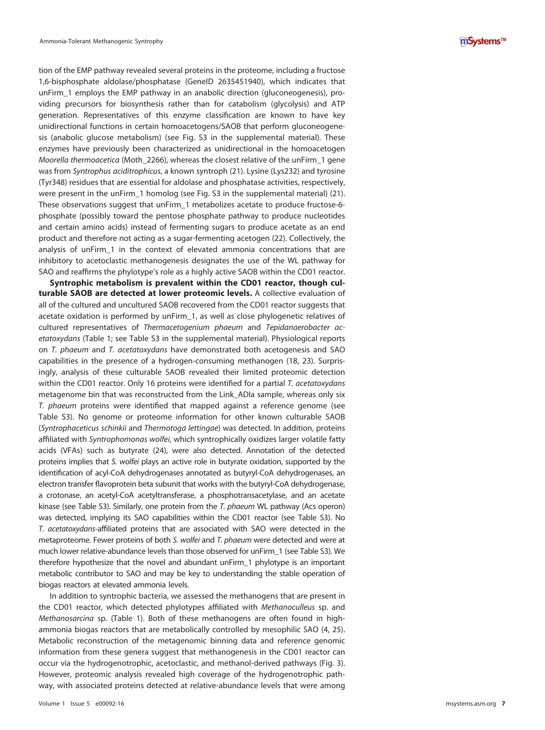tion of the EMP pathway revealed several proteins in the proteome, including a fructose 1,6-bisphosphate aldolase/phosphatase (GeneID 2635451940), which indicates that unFirm_1 employs the EMP pathway in an anabolic direction (gluconeogenesis), providing precursors for biosynthesis rather than for catabolism (glycolysis) and ATP generation. Representatives of this enzyme classification are known to have key unidirectional functions in certain homoacetogens/SAOB that perform gluconeogenesis (anabolic glucose metabolism) (see Fig. S3 in the supplemental material). These enzymes have previously been characterized as unidirectional in the homoacetogen *Moorella thermoacetica* (Moth_2266), whereas the closest relative of the unFirm_1 gene was from *Syntrophus aciditrophicus*, a known syntroph (21). Lysine (Lys232) and tyrosine (Tyr348) residues that are essential for aldolase and phosphatase activities, respectively, were present in the unFirm_1 homolog (see Fig. S3 in the supplemental material) (21). These observations suggest that unFirm_1 metabolizes acetate to produce fructose-6-phosphate (possibly toward the pentose phosphate pathway to produce nucleotides and certain amino acids) instead of fermenting sugars to produce acetate as an end product and therefore not acting as a sugar-fermenting acetogen (22). Collectively, the analysis of unFirm_1 in the context of elevated ammonia concentrations that are inhibitory to acetoclastic methanogenesis designates the use of the WL pathway for SAO and reaffirms the phylotype's role as a highly active SAOB within the CD01 reactor.

**Syntrophic metabolism is prevalent within the CD01 reactor, though culturable SAOB are detected at lower proteomic levels.** A collective evaluation of all of the cultured and uncultured SAOB recovered from the CD01 reactor suggests that acetate oxidation is performed by unFirm_1, as well as close phylogenetic relatives of cultured representatives of *Thermacetogenium phaeum* and *Tepidanaerobacter acetatoxydans* (Table 1; see Table S3 in the supplemental material). Physiological reports on *T. phaeum* and *T. acetatoxydans* have demonstrated both acetogenesis and SAO capabilities in the presence of a hydrogen-consuming methanogen (18, 23). Surprisingly, analysis of these culturable SAOB revealed their limited proteomic detection within the CD01 reactor. Only 16 proteins were identified for a partial *T. acetatoxydans* metagenome bin that was reconstructed from the Link_ADIa sample, whereas only six *T. phaeum* proteins were identified that mapped against a reference genome (see Table S3). No genome or proteome information for other known culturable SAOB (*Syntrophaceticus schinkii* and *Thermotoga lettingae*) was detected. In addition, proteins affiliated with *Syntrophomonas wolfei*, which syntrophically oxidizes larger volatile fatty acids (VFAs) such as butyrate (24), were also detected. Annotation of the detected proteins implies that *S. wolfei* plays an active role in butyrate oxidation, supported by the identification of acyl-CoA dehydrogenases annotated as butyryl-CoA dehydrogenases, an electron transfer flavoprotein beta subunit that works with the butyryl-CoA dehydrogenase, a crotonase, an acetyl-CoA acetyltransferase, a phosphotransacetylase, and an acetate kinase (see Table S3). Similarly, one protein from the *T. phaeum* WL pathway (Acs operon) was detected, implying its SAO capabilities within the CD01 reactor (see Table S3). No *T. acetatoxydans*-affiliated proteins that are associated with SAO were detected in the metaproteome. Fewer proteins of both *S. wolfei* and *T. phaeum* were detected and were at much lower relative-abundance levels than those observed for unFirm_1 (see Table S3). We therefore hypothesize that the novel and abundant unFirm_1 phylotype is an important metabolic contributor to SAO and may be key to understanding the stable operation of biogas reactors at elevated ammonia levels.

In addition to syntrophic bacteria, we assessed the methanogens that are present in the CD01 reactor, which detected phylotypes affiliated with *Methanoculleus* sp. and *Methanosarcina* sp. (Table 1). Both of these methanogens are often found in high-ammonia biogas reactors that are metabolically controlled by mesophilic SAO (4, 25). Metabolic reconstruction of the metagenomic binning data and reference genomic information from these genera suggest that methanogenesis in the CD01 reactor can occur via the hydrogenotrophic, acetoclastic, and methanol-derived pathways (Fig. 3). However, proteomic analysis revealed high coverage of the hydrogenotrophic pathway, with associated proteins detected at relative-abundance levels that were among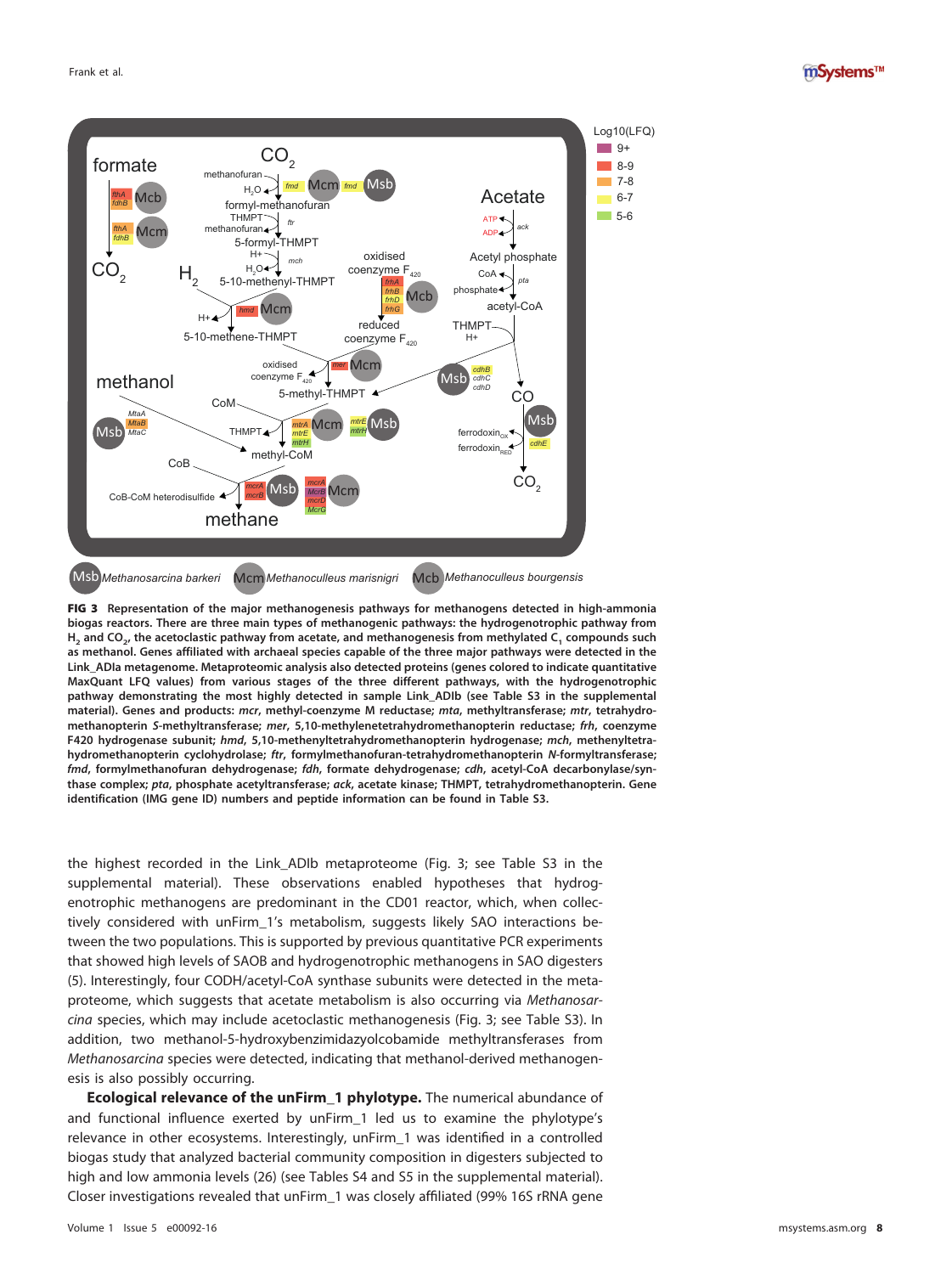**FIG 3** **Representation of the major methanogenesis pathways for methanogens detected in high-ammonia biogas reactors. There are three main types of methanogenic pathways: the hydrogenotrophic pathway from $H_2$ and $CO_2$, the acetoclastic pathway from acetate, and methanogenesis from methylated $C_1$ compounds such as methanol. Genes affiliated with archaeal species capable of the three major pathways were detected in the Link_ADIa metagenome. Metaproteomic analysis also detected proteins (genes colored to indicate quantitative MaxQuant LFQ values) from various stages of the three different pathways, with the hydrogenotrophic pathway demonstrating the most highly detected in sample Link_ADIb (see Table S3 in the supplemental material). Genes and products: *mcr*, methyl-coenzyme M reductase; *mta*, methyltransferase; *mtr*, tetrahydromethanopterin *S*-methyltransferase; *mer*, 5,10-methylenetetrahydromethanopterin reductase; *frh*, coenzyme F420 hydrogenase subunit; *hmd*, 5,10-methenyltetrahydromethanopterin hydrogenase; *mch*, methenyltetrahydromethanopterin cyclohydrolase; *ftr*, formylmethanofuran-tetrahydromethanopterin *N*-formyltransferase; *fmd*, formylmethanofuran dehydrogenase; *fdh*, formate dehydrogenase; *cdh*, acetyl-CoA decarbonylase/synthase complex; *pta*, phosphate acetyltransferase; *ack*, acetate kinase; THMPT, tetrahydromethanopterin. Gene identification (IMG gene ID) numbers and peptide information can be found in Table S3.**

the highest recorded in the Link_ADIb metaproteome (Fig. 3; see Table S3 in the supplemental material). These observations enabled hypotheses that hydrogenotrophic methanogens are predominant in the CD01 reactor, which, when collectively considered with unFirm_1's metabolism, suggests likely SAO interactions between the two populations. This is supported by previous quantitative PCR experiments that showed high levels of SAOB and hydrogenotrophic methanogens in SAO digesters (5). Interestingly, four CODH/acetyl-CoA synthase subunits were detected in the metaproteome, which suggests that acetate metabolism is also occurring via *Methanosarcina* species, which may include acetoclastic methanogenesis (Fig. 3; see Table S3). In addition, two methanol-5-hydroxybenzimidazoylcobamide methyltransferases from *Methanosarcina* species were detected, indicating that methanol-derived methanogenesis is also possibly occurring.

**Ecological relevance of the unFirm_1 phylotype.** The numerical abundance of and functional influence exerted by unFirm_1 led us to examine the phylotype's relevance in other ecosystems. Interestingly, unFirm_1 was identified in a controlled biogas study that analyzed bacterial community composition in digesters subjected to high and low ammonia levels (26) (see Tables S4 and S5 in the supplemental material). Closer investigations revealed that unFirm_1 was closely affiliated (99% 16S rRNA gene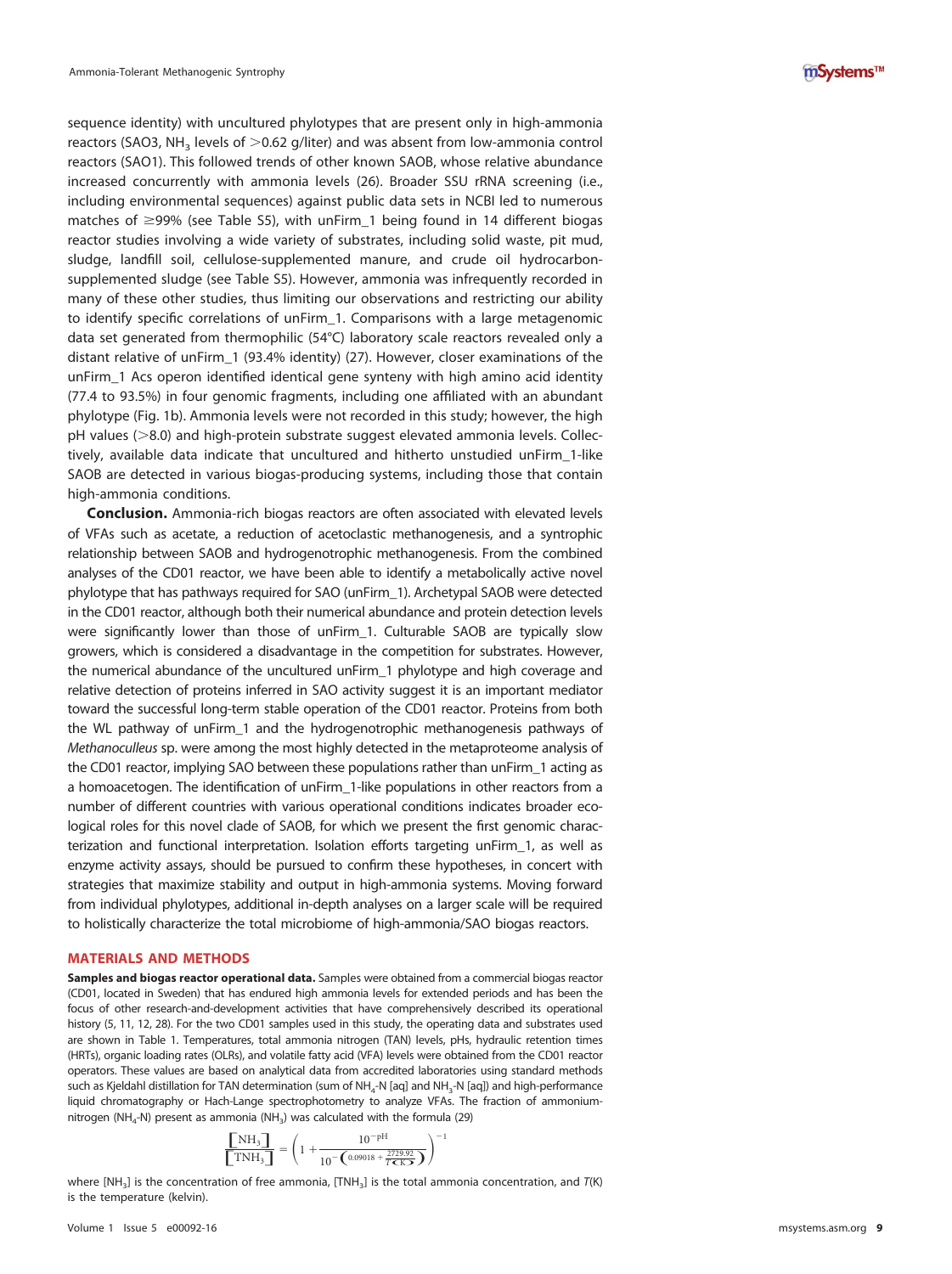sequence identity) with uncultured phylotypes that are present only in high-ammonia reactors (SAO3, $NH_3$ levels of >0.62 g/liter) and was absent from low-ammonia control reactors (SAO1). This followed trends of other known SAOB, whose relative abundance increased concurrently with ammonia levels (26). Broader SSU rRNA screening (i.e., including environmental sequences) against public data sets in NCBI led to numerous matches of ≥99% (see Table S5), with unFirm_1 being found in 14 different biogas reactor studies involving a wide variety of substrates, including solid waste, pit mud, sludge, landfill soil, cellulose-supplemented manure, and crude oil hydrocarbon-supplemented sludge (see Table S5). However, ammonia was infrequently recorded in many of these other studies, thus limiting our observations and restricting our ability to identify specific correlations of unFirm_1. Comparisons with a large metagenomic data set generated from thermophilic (54°C) laboratory scale reactors revealed only a distant relative of unFirm_1 (93.4% identity) (27). However, closer examinations of the unFirm_1 Acs operon identified identical gene synteny with high amino acid identity (77.4 to 93.5%) in four genomic fragments, including one affiliated with an abundant phylotype (Fig. 1b). Ammonia levels were not recorded in this study; however, the high pH values (>8.0) and high-protein substrate suggest elevated ammonia levels. Collectively, available data indicate that uncultured and hitherto unstudied unFirm_1-like SAOB are detected in various biogas-producing systems, including those that contain high-ammonia conditions.

**Conclusion.** Ammonia-rich biogas reactors are often associated with elevated levels of VFAs such as acetate, a reduction of acetoclastic methanogenesis, and a syntrophic relationship between SAOB and hydrogenotrophic methanogenesis. From the combined analyses of the CD01 reactor, we have been able to identify a metabolically active novel phylotype that has pathways required for SAO (unFirm_1). Archetypal SAOB were detected in the CD01 reactor, although both their numerical abundance and protein detection levels were significantly lower than those of unFirm_1. Culturable SAOB are typically slow growers, which is considered a disadvantage in the competition for substrates. However, the numerical abundance of the uncultured unFirm_1 phylotype and high coverage and relative detection of proteins inferred in SAO activity suggest it is an important mediator toward the successful long-term stable operation of the CD01 reactor. Proteins from both the WL pathway of unFirm_1 and the hydrogenotrophic methanogenesis pathways of *Methanoculleus* sp. were among the most highly detected in the metaproteome analysis of the CD01 reactor, implying SAO between these populations rather than unFirm_1 acting as a homoacetogen. The identification of unFirm_1-like populations in other reactors from a number of different countries with various operational conditions indicates broader ecological roles for this novel clade of SAOB, for which we present the first genomic characterization and functional interpretation. Isolation efforts targeting unFirm_1, as well as enzyme activity assays, should be pursued to confirm these hypotheses, in concert with strategies that maximize stability and output in high-ammonia systems. Moving forward from individual phylotypes, additional in-depth analyses on a larger scale will be required to holistically characterize the total microbiome of high-ammonia/SAO biogas reactors.

## MATERIALS AND METHODS

**Samples and biogas reactor operational data.** Samples were obtained from a commercial biogas reactor (CD01, located in Sweden) that has endured high ammonia levels for extended periods and has been the focus of other research-and-development activities that have comprehensively described its operational history (5, 11, 12, 28). For the two CD01 samples used in this study, the operating data and substrates used are shown in Table 1. Temperatures, total ammonia nitrogen (TAN) levels, pHs, hydraulic retention times (HRTs), organic loading rates (OLRs), and volatile fatty acid (VFA) levels were obtained from the CD01 reactor operators. These values are based on analytical data from accredited laboratories using standard methods such as Kjeldahl distillation for TAN determination (sum of $NH_4$-N [aq] and $NH_3$-N [aq]) and high-performance liquid chromatography or Hach-Lange spectrophotometry to analyze VFAs. The fraction of ammonium-nitrogen ($NH_4$-N) present as ammonia ($NH_3$) was calculated with the formula (29)

$$\frac{[NH_3]}{[TNH_3]} = \left(1 + \frac{10^{-pH}}{10^{-\left(0.09018 + \frac{2729.92}{T(K)}\right)}}\right)^{-1}$$

where $[NH_3]$ is the concentration of free ammonia, $[TNH_3]$ is the total ammonia concentration, and $T$(K) is the temperature (kelvin).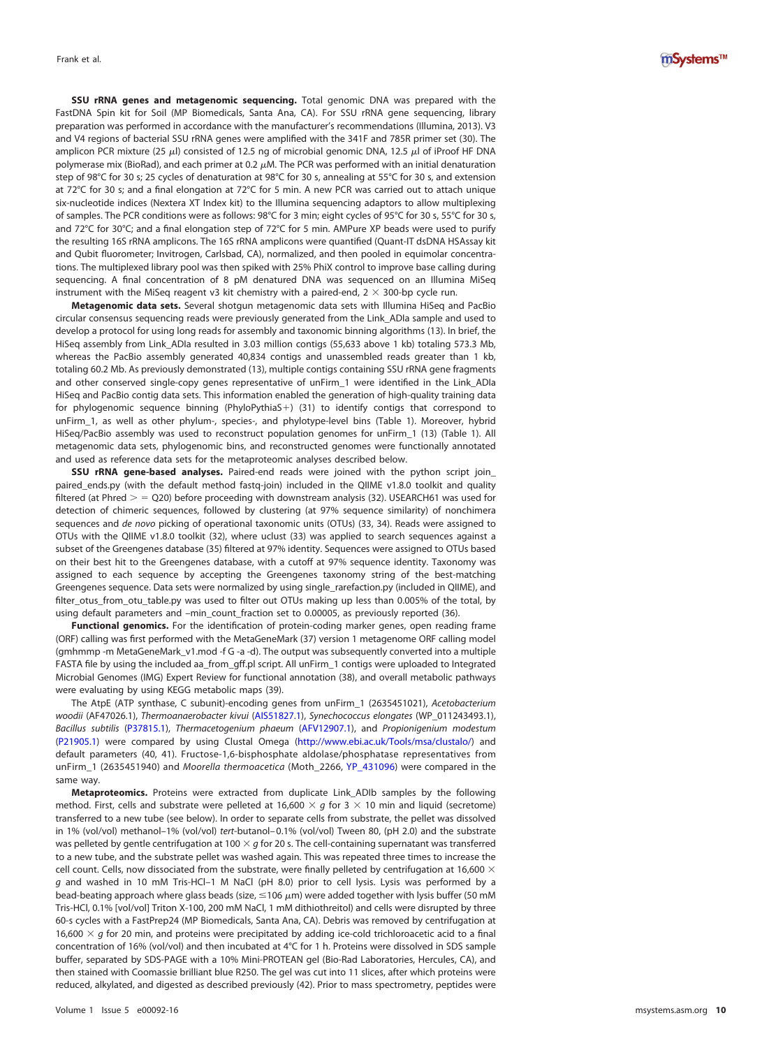**SSU rRNA genes and metagenomic sequencing.** Total genomic DNA was prepared with the FastDNA Spin kit for Soil (MP Biomedicals, Santa Ana, CA). For SSU rRNA gene sequencing, library preparation was performed in accordance with the manufacturer's recommendations (Illumina, 2013). V3 and V4 regions of bacterial SSU rRNA genes were amplified with the 341F and 785R primer set (30). The amplicon PCR mixture (25 $\mu$l) consisted of 12.5 ng of microbial genomic DNA, 12.5 $\mu$l of iProof HF DNA polymerase mix (BioRad), and each primer at 0.2 $\mu$M. The PCR was performed with an initial denaturation step of 98°C for 30 s; 25 cycles of denaturation at 98°C for 30 s, annealing at 55°C for 30 s, and extension at 72°C for 30 s; and a final elongation at 72°C for 5 min. A new PCR was carried out to attach unique six-nucleotide indices (Nextera XT Index kit) to the Illumina sequencing adaptors to allow multiplexing of samples. The PCR conditions were as follows: 98°C for 3 min; eight cycles of 95°C for 30 s, 55°C for 30 s, and 72°C for 30°C; and a final elongation step of 72°C for 5 min. AMPure XP beads were used to purify the resulting 16S rRNA amplicons. The 16S rRNA amplicons were quantified (Quant-IT dsDNA HSAssay kit and Qubit fluorometer; Invitrogen, Carlsbad, CA), normalized, and then pooled in equimolar concentrations. The multiplexed library pool was then spiked with 25% PhiX control to improve base calling during sequencing. A final concentration of 8 pM denatured DNA was sequenced on an Illumina MiSeq instrument with the MiSeq reagent v3 kit chemistry with a paired-end, 2 $\times$ 300-bp cycle run.

**Metagenomic data sets.** Several shotgun metagenomic data sets with Illumina HiSeq and PacBio circular consensus sequencing reads were previously generated from the Link_ADIa sample and used to develop a protocol for using long reads for assembly and taxonomic binning algorithms (13). In brief, the HiSeq assembly from Link_ADIa resulted in 3.03 million contigs (55,633 above 1 kb) totaling 573.3 Mb, whereas the PacBio assembly generated 40,834 contigs and unassembled reads greater than 1 kb, totaling 60.2 Mb. As previously demonstrated (13), multiple contigs containing SSU rRNA gene fragments and other conserved single-copy genes representative of unFirm_1 were identified in the Link_ADIa HiSeq and PacBio contig data sets. This information enabled the generation of high-quality training data for phylogenomic sequence binning (PhyloPythiaS+) (31) to identify contigs that correspond to unFirm_1, as well as other phylum-, species-, and phylotype-level bins (Table 1). Moreover, hybrid HiSeq/PacBio assembly was used to reconstruct population genomes for unFirm_1 (13) (Table 1). All metagenomic data sets, phylogenomic bins, and reconstructed genomes were functionally annotated and used as reference data sets for the metaproteomic analyses described below.

**SSU rRNA gene-based analyses.** Paired-end reads were joined with the python script join_paired_ends.py (with the default method fastq-join) included in the QIIME v1.8.0 toolkit and quality filtered (at Phred > = Q20) before proceeding with downstream analysis (32). USEARCH61 was used for detection of chimeric sequences, followed by clustering (at 97% sequence similarity) of nonchimera sequences and *de novo* picking of operational taxonomic units (OTUs) (33, 34). Reads were assigned to OTUs with the QIIME v1.8.0 toolkit (32), where uclust (33) was applied to search sequences against a subset of the Greengenes database (35) filtered at 97% identity. Sequences were assigned to OTUs based on their best hit to the Greengenes database, with a cutoff at 97% sequence identity. Taxonomy was assigned to each sequence by accepting the Greengenes taxonomy string of the best-matching Greengenes sequence. Data sets were normalized by using single_rarefaction.py (included in QIIME), and filter_otus_from_otu_table.py was used to filter out OTUs making up less than 0.005% of the total, by using default parameters and –min_count_fraction set to 0.00005, as previously reported (36).

**Functional genomics.** For the identification of protein-coding marker genes, open reading frame (ORF) calling was first performed with the MetaGeneMark (37) version 1 metagenome ORF calling model (gmhmmp -m MetaGeneMark_v1.mod -f G -a -d). The output was subsequently converted into a multiple FASTA file by using the included aa_from_gff.pl script. All unFirm_1 contigs were uploaded to Integrated Microbial Genomes (IMG) Expert Review for functional annotation (38), and overall metabolic pathways were evaluating by using KEGG metabolic maps (39).

The AtpE (ATP synthase, C subunit)-encoding genes from unFirm_1 (2635451021), *Acetobacterium woodii* (AF47026.1), *Thermoanaerobacter kivui* (AIS51827.1), *Synechococcus elongates* (WP_011243493.1), *Bacillus subtilis* (P37815.1), *Thermacetogenium phaeum* (AFV12907.1), and *Propionigenium modestum* (P21905.1) were compared by using Clustal Omega (http://www.ebi.ac.uk/Tools/msa/clustalo/) and default parameters (40, 41). Fructose-1,6-bisphosphate aldolase/phosphatase representatives from unFirm_1 (2635451940) and *Moorella thermoacetica* (Moth_2266, YP_431096) were compared in the same way.

**Metaproteomics.** Proteins were extracted from duplicate Link_ADIb samples by the following method. First, cells and substrate were pelleted at 16,600 $\times$ *g* for 3 $\times$ 10 min and liquid (secretome) transferred to a new tube (see below). In order to separate cells from substrate, the pellet was dissolved in 1% (vol/vol) methanol–1% (vol/vol) *tert*-butanol–0.1% (vol/vol) Tween 80, (pH 2.0) and the substrate was pelleted by gentle centrifugation at 100 $\times$ *g* for 20 s. The cell-containing supernatant was transferred to a new tube, and the substrate pellet was washed again. This was repeated three times to increase the cell count. Cells, now dissociated from the substrate, were finally pelleted by centrifugation at 16,600 $\times$ *g* and washed in 10 mM Tris-HCl–1 M NaCl (pH 8.0) prior to cell lysis. Lysis was performed by a bead-beating approach where glass beads (size, $\leq$106 $\mu$m) were added together with lysis buffer (50 mM Tris-HCl, 0.1% [vol/vol] Triton X-100, 200 mM NaCl, 1 mM dithiothreitol) and cells were disrupted by three 60-s cycles with a FastPrep24 (MP Biomedicals, Santa Ana, CA). Debris was removed by centrifugation at 16,600 $\times$ *g* for 20 min, and proteins were precipitated by adding ice-cold trichloroacetic acid to a final concentration of 16% (vol/vol) and then incubated at 4°C for 1 h. Proteins were dissolved in SDS sample buffer, separated by SDS-PAGE with a 10% Mini-PROTEAN gel (Bio-Rad Laboratories, Hercules, CA), and then stained with Coomassie brilliant blue R250. The gel was cut into 11 slices, after which proteins were reduced, alkylated, and digested as described previously (42). Prior to mass spectrometry, peptides were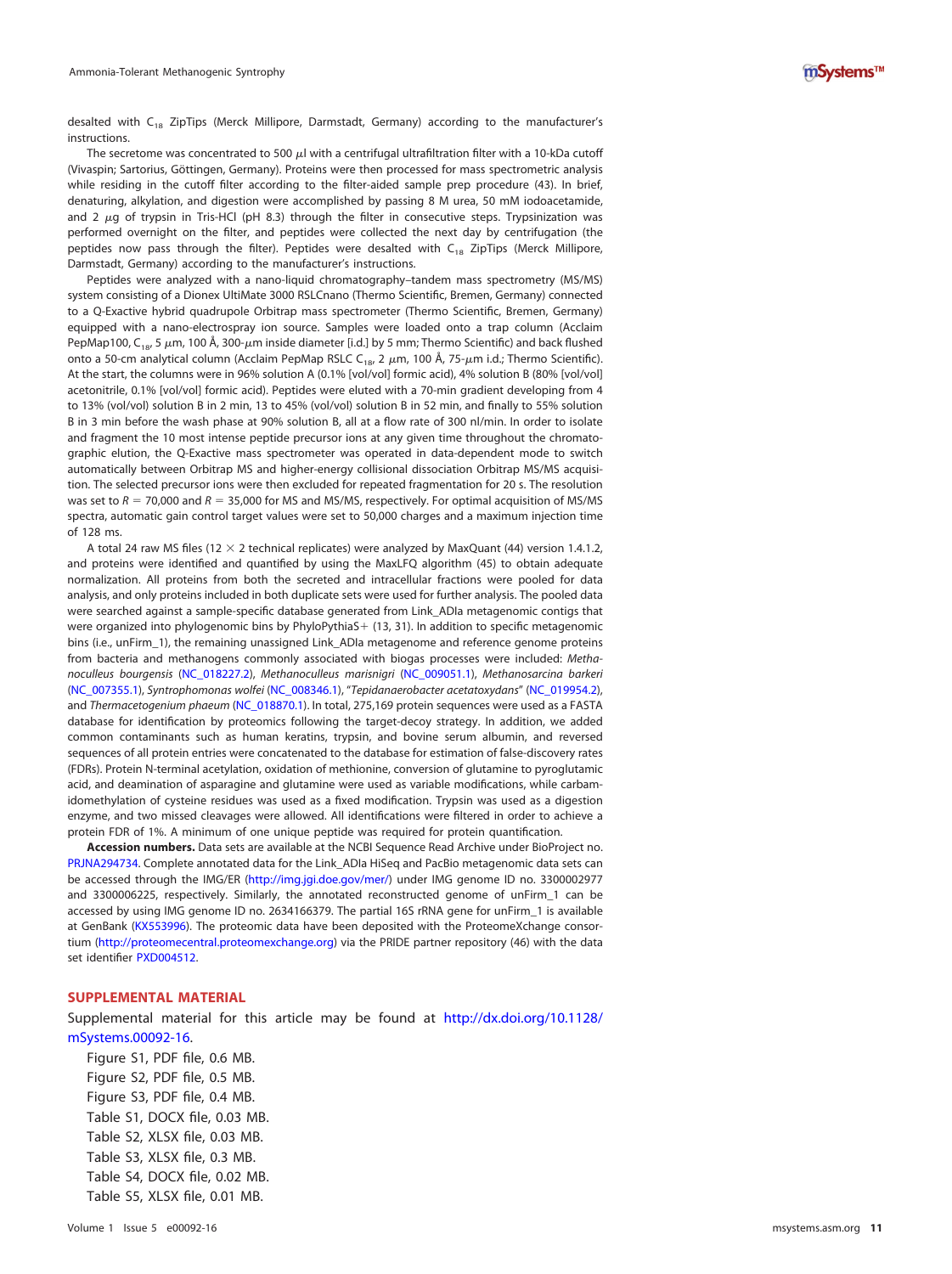desalted with $C_{18}$ ZipTips (Merck Millipore, Darmstadt, Germany) according to the manufacturer's instructions.

The secretome was concentrated to 500 $\mu$l with a centrifugal ultrafiltration filter with a 10-kDa cutoff (Vivaspin; Sartorius, Göttingen, Germany). Proteins were then processed for mass spectrometric analysis while residing in the cutoff filter according to the filter-aided sample prep procedure (43). In brief, denaturing, alkylation, and digestion were accomplished by passing 8 M urea, 50 mM iodoacetamide, and 2 $\mu$g of trypsin in Tris-HCl (pH 8.3) through the filter in consecutive steps. Trypsinization was performed overnight on the filter, and peptides were collected the next day by centrifugation (the peptides now pass through the filter). Peptides were desalted with $C_{18}$ ZipTips (Merck Millipore, Darmstadt, Germany) according to the manufacturer's instructions.

Peptides were analyzed with a nano-liquid chromatography–tandem mass spectrometry (MS/MS) system consisting of a Dionex UltiMate 3000 RSLCnano (Thermo Scientific, Bremen, Germany) connected to a Q-Exactive hybrid quadrupole Orbitrap mass spectrometer (Thermo Scientific, Bremen, Germany) equipped with a nano-electrospray ion source. Samples were loaded onto a trap column (Acclaim PepMap100, $C_{18}$, 5 $\mu$m, 100 Å, 300-$\mu$m inside diameter [i.d.] by 5 mm; Thermo Scientific) and back flushed onto a 50-cm analytical column (Acclaim PepMap RSLC $C_{18}$, 2 $\mu$m, 100 Å, 75-$\mu$m i.d.; Thermo Scientific). At the start, the columns were in 96% solution A (0.1% [vol/vol] formic acid), 4% solution B (80% [vol/vol] acetonitrile, 0.1% [vol/vol] formic acid). Peptides were eluted with a 70-min gradient developing from 4 to 13% (vol/vol) solution B in 2 min, 13 to 45% (vol/vol) solution B in 52 min, and finally to 55% solution B in 3 min before the wash phase at 90% solution B, all at a flow rate of 300 nl/min. In order to isolate and fragment the 10 most intense peptide precursor ions at any given time throughout the chromatographic elution, the Q-Exactive mass spectrometer was operated in data-dependent mode to switch automatically between Orbitrap MS and higher-energy collisional dissociation Orbitrap MS/MS acquisition. The selected precursor ions were then excluded for repeated fragmentation for 20 s. The resolution was set to $R = 70{,}000$ and $R = 35{,}000$ for MS and MS/MS, respectively. For optimal acquisition of MS/MS spectra, automatic gain control target values were set to 50,000 charges and a maximum injection time of 128 ms.

A total 24 raw MS files (12 × 2 technical replicates) were analyzed by MaxQuant (44) version 1.4.1.2, and proteins were identified and quantified by using the MaxLFQ algorithm (45) to obtain adequate normalization. All proteins from both the secreted and intracellular fractions were pooled for data analysis, and only proteins included in both duplicate sets were used for further analysis. The pooled data were searched against a sample-specific database generated from Link_ADla metagenomic contigs that were organized into phylogenomic bins by PhyloPythiaS+ (13, 31). In addition to specific metagenomic bins (i.e., unFirm_1), the remaining unassigned Link_ADla metagenome and reference genome proteins from bacteria and methanogens commonly associated with biogas processes were included: *Methanoculleus bourgensis* (NC_018227.2), *Methanoculleus marisnigri* (NC_009051.1), *Methanosarcina barkeri* (NC_007355.1), *Syntrophomonas wolfei* (NC_008346.1), "*Tepidanaerobacter acetatoxydans*" (NC_019954.2), and *Thermacetogenium phaeum* (NC_018870.1). In total, 275,169 protein sequences were used as a FASTA database for identification by proteomics following the target-decoy strategy. In addition, we added common contaminants such as human keratins, trypsin, and bovine serum albumin, and reversed sequences of all protein entries were concatenated to the database for estimation of false-discovery rates (FDRs). Protein N-terminal acetylation, oxidation of methionine, conversion of glutamine to pyroglutamic acid, and deamination of asparagine and glutamine were used as variable modifications, while carbamidomethylation of cysteine residues was used as a fixed modification. Trypsin was used as a digestion enzyme, and two missed cleavages were allowed. All identifications were filtered in order to achieve a protein FDR of 1%. A minimum of one unique peptide was required for protein quantification.

**Accession numbers.** Data sets are available at the NCBI Sequence Read Archive under BioProject no. PRJNA294734. Complete annotated data for the Link_ADla HiSeq and PacBio metagenomic data sets can be accessed through the IMG/ER (http://img.jgi.doe.gov/mer/) under IMG genome ID no. 3300002977 and 3300006225, respectively. Similarly, the annotated reconstructed genome of unFirm_1 can be accessed by using IMG genome ID no. 2634166379. The partial 16S rRNA gene for unFirm_1 is available at GenBank (KX553996). The proteomic data have been deposited with the ProteomeXchange consortium (http://proteomecentral.proteomexchange.org) via the PRIDE partner repository (46) with the data set identifier PXD004512.

## SUPPLEMENTAL MATERIAL

Supplemental material for this article may be found at http://dx.doi.org/10.1128/mSystems.00092-16.

Figure S1, PDF file, 0.6 MB.
Figure S2, PDF file, 0.5 MB.
Figure S3, PDF file, 0.4 MB.
Table S1, DOCX file, 0.03 MB.
Table S2, XLSX file, 0.03 MB.
Table S3, XLSX file, 0.3 MB.
Table S4, DOCX file, 0.02 MB.
Table S5, XLSX file, 0.01 MB.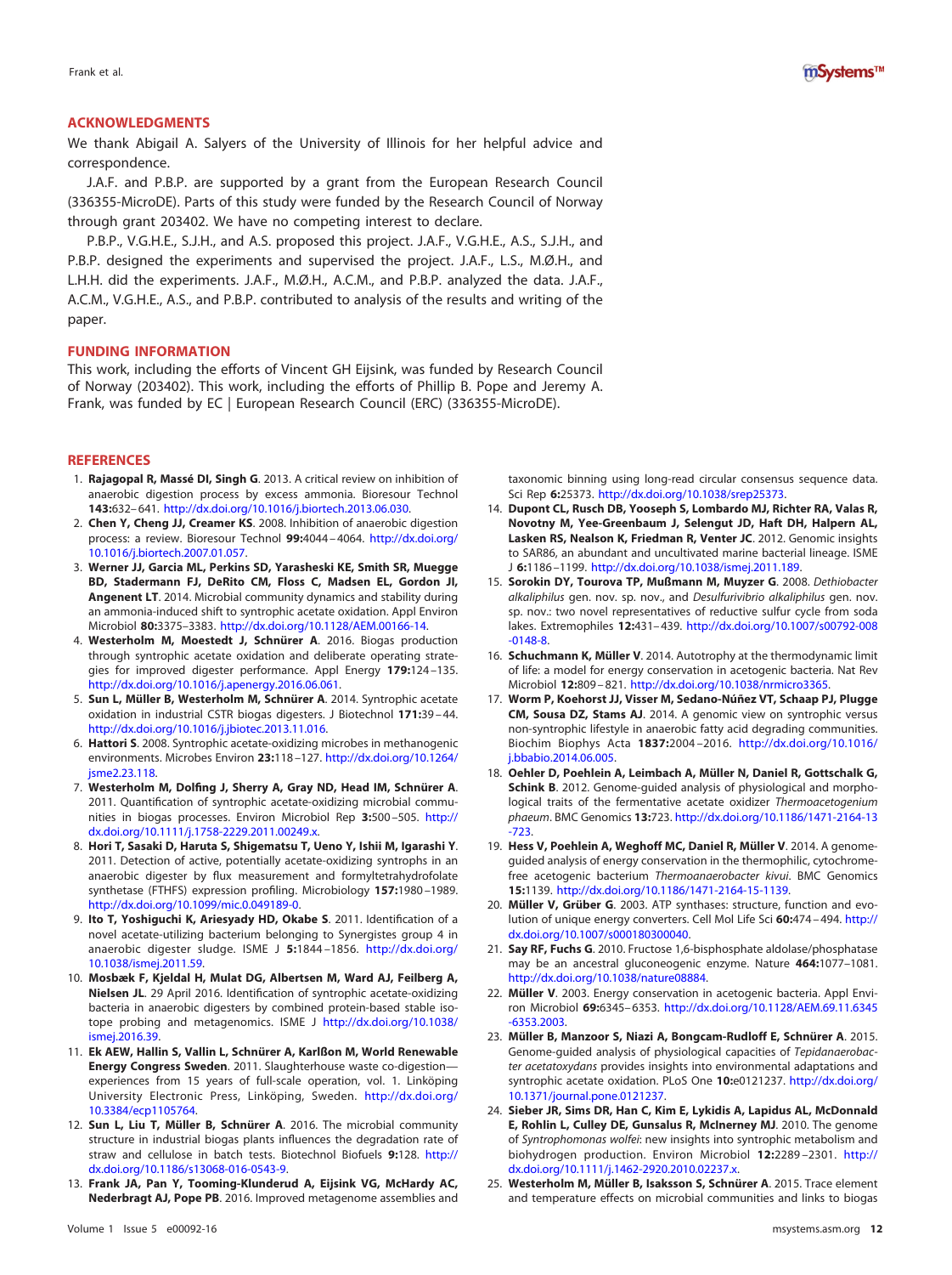## ACKNOWLEDGMENTS

We thank Abigail A. Salyers of the University of Illinois for her helpful advice and correspondence.

J.A.F. and P.B.P. are supported by a grant from the European Research Council (336355-MicroDE). Parts of this study were funded by the Research Council of Norway through grant 203402. We have no competing interest to declare.

P.B.P., V.G.H.E., S.J.H., and A.S. proposed this project. J.A.F., V.G.H.E., A.S., S.J.H., and P.B.P. designed the experiments and supervised the project. J.A.F., L.S., M.Ø.H., and L.H.H. did the experiments. J.A.F., M.Ø.H., A.C.M., and P.B.P. analyzed the data. J.A.F., A.C.M., V.G.H.E., A.S., and P.B.P. contributed to analysis of the results and writing of the paper.

## FUNDING INFORMATION

This work, including the efforts of Vincent GH Eijsink, was funded by Research Council of Norway (203402). This work, including the efforts of Phillip B. Pope and Jeremy A. Frank, was funded by EC | European Research Council (ERC) (336355-MicroDE).

## REFERENCES

1. **Rajagopal R, Massé DI, Singh G.** 2013. A critical review on inhibition of anaerobic digestion process by excess ammonia. Bioresour Technol **143:**632–641. http://dx.doi.org/10.1016/j.biortech.2013.06.030.
2. **Chen Y, Cheng JJ, Creamer KS.** 2008. Inhibition of anaerobic digestion process: a review. Bioresour Technol **99:**4044–4064. http://dx.doi.org/10.1016/j.biortech.2007.01.057.
3. **Werner JJ, Garcia ML, Perkins SD, Yarasheski KE, Smith SR, Muegge BD, Stadermann FJ, DeRito CM, Floss C, Madsen EL, Gordon JI, Angenent LT.** 2014. Microbial community dynamics and stability during an ammonia-induced shift to syntrophic acetate oxidation. Appl Environ Microbiol **80:**3375–3383. http://dx.doi.org/10.1128/AEM.00166-14.
4. **Westerholm M, Moestedt J, Schnürer A.** 2016. Biogas production through syntrophic acetate oxidation and deliberate operating strategies for improved digester performance. Appl Energy **179:**124–135. http://dx.doi.org/10.1016/j.apenergy.2016.06.061.
5. **Sun L, Müller B, Westerholm M, Schnürer A.** 2014. Syntrophic acetate oxidation in industrial CSTR biogas digesters. J Biotechnol **171:**39–44. http://dx.doi.org/10.1016/j.jbiotec.2013.11.016.
6. **Hattori S.** 2008. Syntrophic acetate-oxidizing microbes in methanogenic environments. Microbes Environ **23:**118–127. http://dx.doi.org/10.1264/jsme2.23.118.
7. **Westerholm M, Dolfing J, Sherry A, Gray ND, Head IM, Schnürer A.** 2011. Quantification of syntrophic acetate-oxidizing microbial communities in biogas processes. Environ Microbiol Rep **3:**500–505. http://dx.doi.org/10.1111/j.1758-2229.2011.00249.x.
8. **Hori T, Sasaki D, Haruta S, Shigematsu T, Ueno Y, Ishii M, Igarashi Y.** 2011. Detection of active, potentially acetate-oxidizing syntrophs in an anaerobic digester by flux measurement and formyltetrahydrofolate synthetase (FTHFS) expression profiling. Microbiology **157:**1980–1989. http://dx.doi.org/10.1099/mic.0.049189-0.
9. **Ito T, Yoshiguchi K, Ariesyady HD, Okabe S.** 2011. Identification of a novel acetate-utilizing bacterium belonging to Synergistes group 4 in anaerobic digester sludge. ISME J **5:**1844–1856. http://dx.doi.org/10.1038/ismej.2011.59.
10. **Mosbæk F, Kjeldal H, Mulat DG, Albertsen M, Ward AJ, Feilberg A, Nielsen JL.** 29 April 2016. Identification of syntrophic acetate-oxidizing bacteria in anaerobic digesters by combined protein-based stable isotope probing and metagenomics. ISME J http://dx.doi.org/10.1038/ismej.2016.39.
11. **Ek AEW, Hallin S, Vallin L, Schnürer A, Karlßon M, World Renewable Energy Congress Sweden.** 2011. Slaughterhouse waste co-digestion—experiences from 15 years of full-scale operation, vol. 1. Linköping University Electronic Press, Linköping, Sweden. http://dx.doi.org/10.3384/ecp1105764.
12. **Sun L, Liu T, Müller B, Schnürer A.** 2016. The microbial community structure in industrial biogas plants influences the degradation rate of straw and cellulose in batch tests. Biotechnol Biofuels **9:**128. http://dx.doi.org/10.1186/s13068-016-0543-9.
13. **Frank JA, Pan Y, Tooming-Klunderud A, Eijsink VG, McHardy AC, Nederbragt AJ, Pope PB.** 2016. Improved metagenome assemblies and taxonomic binning using long-read circular consensus sequence data. Sci Rep **6:**25373. http://dx.doi.org/10.1038/srep25373.
14. **Dupont CL, Rusch DB, Yooseph S, Lombardo MJ, Richter RA, Valas R, Novotny M, Yee-Greenbaum J, Selengut JD, Haft DH, Halpern AL, Lasken RS, Nealson K, Friedman R, Venter JC.** 2012. Genomic insights to SAR86, an abundant and uncultivated marine bacterial lineage. ISME J **6:**1186–1199. http://dx.doi.org/10.1038/ismej.2011.189.
15. **Sorokin DY, Tourova TP, Mußmann M, Muyzer G.** 2008. *Dethiobacter alkaliphilus* gen. nov. sp. nov., and *Desulfurivibrio alkaliphilus* gen. nov. sp. nov.: two novel representatives of reductive sulfur cycle from soda lakes. Extremophiles **12:**431–439. http://dx.doi.org/10.1007/s00792-008-0148-8.
16. **Schuchmann K, Müller V.** 2014. Autotrophy at the thermodynamic limit of life: a model for energy conservation in acetogenic bacteria. Nat Rev Microbiol **12:**809–821. http://dx.doi.org/10.1038/nrmicro3365.
17. **Worm P, Koehorst JJ, Visser M, Sedano-Núñez VT, Schaap PJ, Plugge CM, Sousa DZ, Stams AJ.** 2014. A genomic view on syntrophic versus non-syntrophic lifestyle in anaerobic fatty acid degrading communities. Biochim Biophys Acta **1837:**2004–2016. http://dx.doi.org/10.1016/j.bbabio.2014.06.005.
18. **Oehler D, Poehlein A, Leimbach A, Müller N, Daniel R, Gottschalk G, Schink B.** 2012. Genome-guided analysis of physiological and morphological traits of the fermentative acetate oxidizer *Thermoacetogenium phaeum*. BMC Genomics **13:**723. http://dx.doi.org/10.1186/1471-2164-13-723.
19. **Hess V, Poehlein A, Weghoff MC, Daniel R, Müller V.** 2014. A genome-guided analysis of energy conservation in the thermophilic, cytochrome-free acetogenic bacterium *Thermoanaerobacter kivui*. BMC Genomics **15:**1139. http://dx.doi.org/10.1186/1471-2164-15-1139.
20. **Müller V, Grüber G.** 2003. ATP synthases: structure, function and evolution of unique energy converters. Cell Mol Life Sci **60:**474–494. http://dx.doi.org/10.1007/s000180300040.
21. **Say RF, Fuchs G.** 2010. Fructose 1,6-bisphosphate aldolase/phosphatase may be an ancestral gluconeogenic enzyme. Nature **464:**1077–1081. http://dx.doi.org/10.1038/nature08884.
22. **Müller V.** 2003. Energy conservation in acetogenic bacteria. Appl Environ Microbiol **69:**6345–6353. http://dx.doi.org/10.1128/AEM.69.11.6345-6353.2003.
23. **Müller B, Manzoor S, Niazi A, Bongcam-Rudloff E, Schnürer A.** 2015. Genome-guided analysis of physiological capacities of *Tepidanaerobacter acetatoxydans* provides insights into environmental adaptations and syntrophic acetate oxidation. PLoS One **10:**e0121237. http://dx.doi.org/10.1371/journal.pone.0121237.
24. **Sieber JR, Sims DR, Han C, Kim E, Lykidis A, Lapidus AL, McDonnald E, Rohlin L, Culley DE, Gunsalus R, McInerney MJ.** 2010. The genome of *Syntrophomonas wolfei*: new insights into syntrophic metabolism and biohydrogen production. Environ Microbiol **12:**2289–2301. http://dx.doi.org/10.1111/j.1462-2920.2010.02237.x.
25. **Westerholm M, Müller B, Isaksson S, Schnürer A.** 2015. Trace element and temperature effects on microbial communities and links to biogas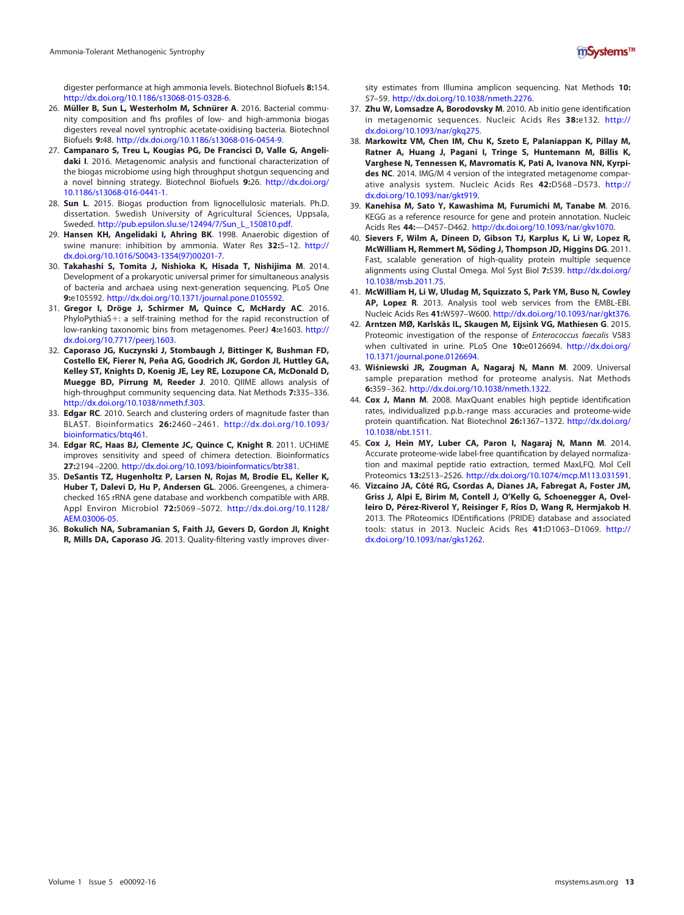digester performance at high ammonia levels. Biotechnol Biofuels **8:**154. http://dx.doi.org/10.1186/s13068-015-0328-6.

26. **Müller B, Sun L, Westerholm M, Schnürer A**. 2016. Bacterial community composition and fhs profiles of low- and high-ammonia biogas digesters reveal novel syntrophic acetate-oxidising bacteria. Biotechnol Biofuels **9:**48. http://dx.doi.org/10.1186/s13068-016-0454-9.
27. **Campanaro S, Treu L, Kougias PG, De Francisci D, Valle G, Angelidaki I**. 2016. Metagenomic analysis and functional characterization of the biogas microbiome using high throughput shotgun sequencing and a novel binning strategy. Biotechnol Biofuels **9:**26. http://dx.doi.org/10.1186/s13068-016-0441-1.
28. **Sun L**. 2015. Biogas production from lignocellulosic materials. Ph.D. dissertation. Swedish University of Agricultural Sciences, Uppsala, Sweden. http://pub.epsilon.slu.se/12494/7/Sun_L_150810.pdf.
29. **Hansen KH, Angelidaki I, Ahring BK**. 1998. Anaerobic digestion of swine manure: inhibition by ammonia. Water Res **32:**5–12. http://dx.doi.org/10.1016/S0043-1354(97)00201-7.
30. **Takahashi S, Tomita J, Nishioka K, Hisada T, Nishijima M**. 2014. Development of a prokaryotic universal primer for simultaneous analysis of bacteria and archaea using next-generation sequencing. PLoS One **9:**e105592. http://dx.doi.org/10.1371/journal.pone.0105592.
31. **Gregor I, Dröge J, Schirmer M, Quince C, McHardy AC**. 2016. PhyloPythiaS+: a self-training method for the rapid reconstruction of low-ranking taxonomic bins from metagenomes. PeerJ **4:**e1603. http://dx.doi.org/10.7717/peerj.1603.
32. **Caporaso JG, Kuczynski J, Stombaugh J, Bittinger K, Bushman FD, Costello EK, Fierer N, Peña AG, Goodrich JK, Gordon JI, Huttley GA, Kelley ST, Knights D, Koenig JE, Ley RE, Lozupone CA, McDonald D, Muegge BD, Pirrung M, Reeder J**. 2010. QIIME allows analysis of high-throughput community sequencing data. Nat Methods **7:**335–336. http://dx.doi.org/10.1038/nmeth.f.303.
33. **Edgar RC**. 2010. Search and clustering orders of magnitude faster than BLAST. Bioinformatics **26:**2460–2461. http://dx.doi.org/10.1093/bioinformatics/btq461.
34. **Edgar RC, Haas BJ, Clemente JC, Quince C, Knight R**. 2011. UCHIME improves sensitivity and speed of chimera detection. Bioinformatics **27:**2194–2200. http://dx.doi.org/10.1093/bioinformatics/btr381.
35. **DeSantis TZ, Hugenholtz P, Larsen N, Rojas M, Brodie EL, Keller K, Huber T, Dalevi D, Hu P, Andersen GL**. 2006. Greengenes, a chimera-checked 16S rRNA gene database and workbench compatible with ARB. Appl Environ Microbiol **72:**5069–5072. http://dx.doi.org/10.1128/AEM.03006-05.
36. **Bokulich NA, Subramanian S, Faith JJ, Gevers D, Gordon JI, Knight R, Mills DA, Caporaso JG**. 2013. Quality-filtering vastly improves diversity estimates from Illumina amplicon sequencing. Nat Methods **10:**57–59. http://dx.doi.org/10.1038/nmeth.2276.
37. **Zhu W, Lomsadze A, Borodovsky M**. 2010. Ab initio gene identification in metagenomic sequences. Nucleic Acids Res **38:**e132. http://dx.doi.org/10.1093/nar/gkq275.
38. **Markowitz VM, Chen IM, Chu K, Szeto E, Palaniappan K, Pillay M, Ratner A, Huang J, Pagani I, Tringe S, Huntemann M, Billis K, Varghese N, Tennessen K, Mavromatis K, Pati A, Ivanova NN, Kyrpides NC**. 2014. IMG/M 4 version of the integrated metagenome comparative analysis system. Nucleic Acids Res **42:**D568–D573. http://dx.doi.org/10.1093/nar/gkt919.
39. **Kanehisa M, Sato Y, Kawashima M, Furumichi M, Tanabe M**. 2016. KEGG as a reference resource for gene and protein annotation. Nucleic Acids Res **44:**—D457–D462. http://dx.doi.org/10.1093/nar/gkv1070.
40. **Sievers F, Wilm A, Dineen D, Gibson TJ, Karplus K, Li W, Lopez R, McWilliam H, Remmert M, Söding J, Thompson JD, Higgins DG**. 2011. Fast, scalable generation of high-quality protein multiple sequence alignments using Clustal Omega. Mol Syst Biol **7:**539. http://dx.doi.org/10.1038/msb.2011.75.
41. **McWilliam H, Li W, Uludag M, Squizzato S, Park YM, Buso N, Cowley AP, Lopez R**. 2013. Analysis tool web services from the EMBL-EBI. Nucleic Acids Res **41:**W597–W600. http://dx.doi.org/10.1093/nar/gkt376.
42. **Arntzen MØ, Karlskås IL, Skaugen M, Eijsink VG, Mathiesen G**. 2015. Proteomic investigation of the response of *Enterococcus faecalis* V583 when cultivated in urine. PLoS One **10:**e0126694. http://dx.doi.org/10.1371/journal.pone.0126694.
43. **Wiśniewski JR, Zougman A, Nagaraj N, Mann M**. 2009. Universal sample preparation method for proteome analysis. Nat Methods **6:**359–362. http://dx.doi.org/10.1038/nmeth.1322.
44. **Cox J, Mann M**. 2008. MaxQuant enables high peptide identification rates, individualized p.p.b.-range mass accuracies and proteome-wide protein quantification. Nat Biotechnol **26:**1367–1372. http://dx.doi.org/10.1038/nbt.1511.
45. **Cox J, Hein MY, Luber CA, Paron I, Nagaraj N, Mann M**. 2014. Accurate proteome-wide label-free quantification by delayed normalization and maximal peptide ratio extraction, termed MaxLFQ. Mol Cell Proteomics **13:**2513–2526. http://dx.doi.org/10.1074/mcp.M113.031591.
46. **Vizcaíno JA, Côté RG, Csordas A, Dianes JA, Fabregat A, Foster JM, Griss J, Alpi E, Birim M, Contell J, O'Kelly G, Schoenegger A, Ovelleiro D, Pérez-Riverol Y, Reisinger F, Ríos D, Wang R, Hermjakob H**. 2013. The PRoteomics IDEntifications (PRIDE) database and associated tools: status in 2013. Nucleic Acids Res **41:**D1063–D1069. http://dx.doi.org/10.1093/nar/gks1262.